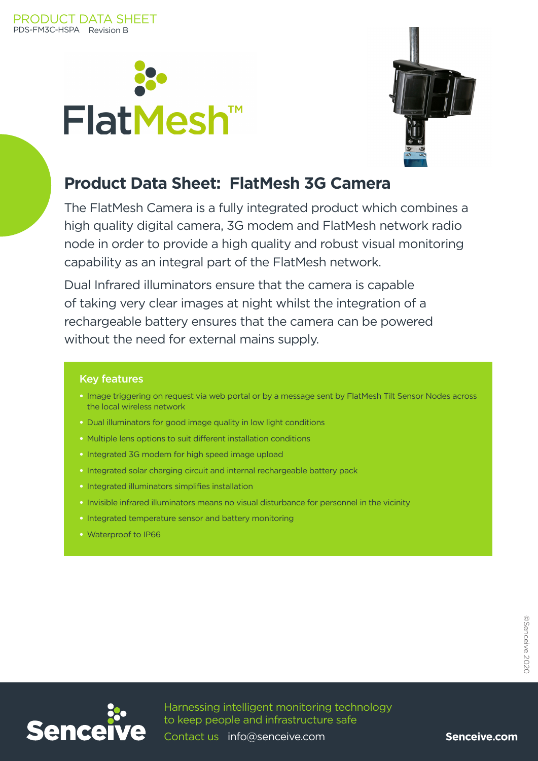PRODUCT DATA SHEET
PDS-FM3C-HSPA Revision B

FlatMesh™

# Product Data Sheet: FlatMesh 3G Camera

The FlatMesh Camera is a fully integrated product which combines a high quality digital camera, 3G modem and FlatMesh network radio node in order to provide a high quality and robust visual monitoring capability as an integral part of the FlatMesh network.

Dual Infrared illuminators ensure that the camera is capable of taking very clear images at night whilst the integration of a rechargeable battery ensures that the camera can be powered without the need for external mains supply.

## Key features

- Image triggering on request via web portal or by a message sent by FlatMesh Tilt Sensor Nodes across the local wireless network
- Dual illuminators for good image quality in low light conditions
- Multiple lens options to suit different installation conditions
- Integrated 3G modem for high speed image upload
- Integrated solar charging circuit and internal rechargeable battery pack
- Integrated illuminators simplifies installation
- Invisible infrared illuminators means no visual disturbance for personnel in the vicinity
- Integrated temperature sensor and battery monitoring
- Waterproof to IP66

©Senceive 2020

Senceive

Harnessing intelligent monitoring technology to keep people and infrastructure safe

Contact us info@senceive.com

Senceive.com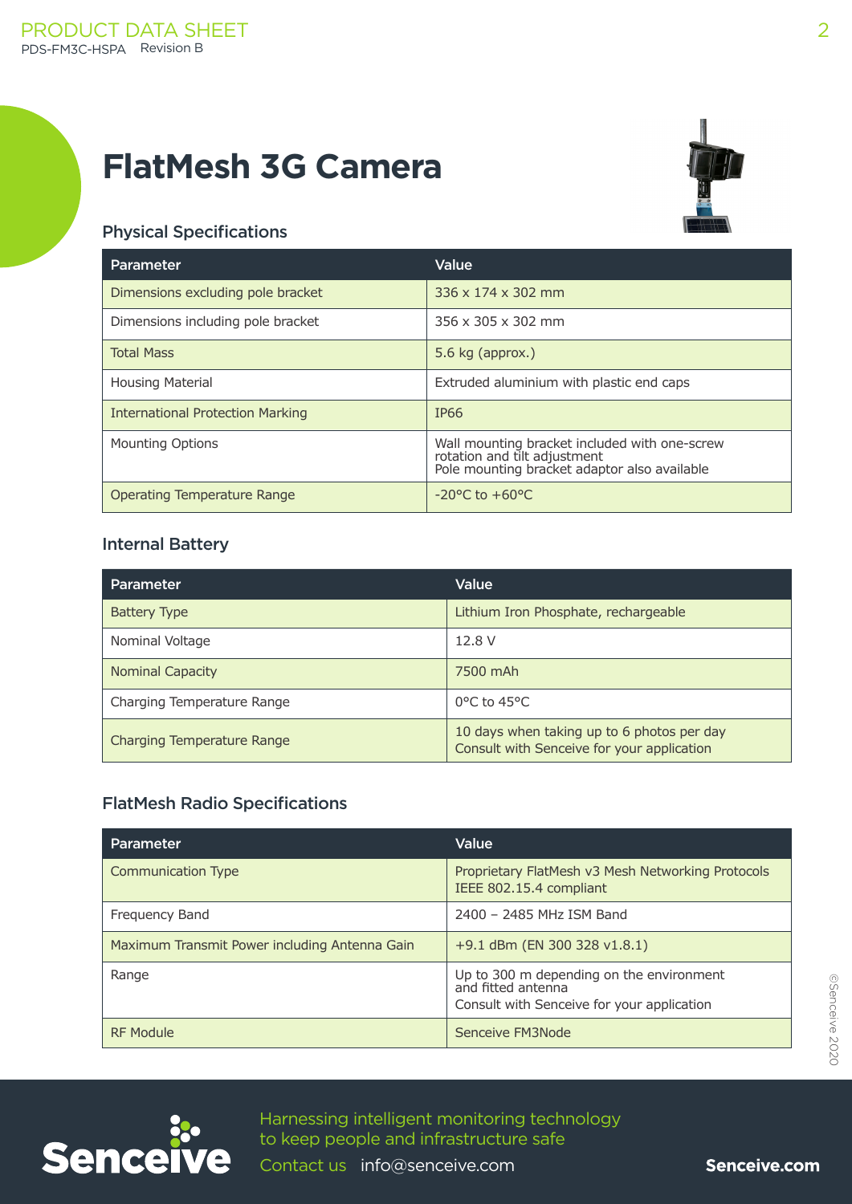# FlatMesh 3G Camera

## Physical Specifications

| Parameter | Value |
|---|---|
| Dimensions excluding pole bracket | 336 x 174 x 302 mm |
| Dimensions including pole bracket | 356 x 305 x 302 mm |
| Total Mass | 5.6 kg (approx.) |
| Housing Material | Extruded aluminium with plastic end caps |
| International Protection Marking | IP66 |
| Mounting Options | Wall mounting bracket included with one-screw rotation and tilt adjustment<br>Pole mounting bracket adaptor also available |
| Operating Temperature Range | -20°C to +60°C |

## Internal Battery

| Parameter | Value |
|---|---|
| Battery Type | Lithium Iron Phosphate, rechargeable |
| Nominal Voltage | 12.8 V |
| Nominal Capacity | 7500 mAh |
| Charging Temperature Range | 0°C to 45°C |
| Charging Temperature Range | 10 days when taking up to 6 photos per day<br>Consult with Senceive for your application |

## FlatMesh Radio Specifications

| Parameter | Value |
|---|---|
| Communication Type | Proprietary FlatMesh v3 Mesh Networking Protocols<br>IEEE 802.15.4 compliant |
| Frequency Band | 2400 – 2485 MHz ISM Band |
| Maximum Transmit Power including Antenna Gain | +9.1 dBm (EN 300 328 v1.8.1) |
| Range | Up to 300 m depending on the environment and fitted antenna<br>Consult with Senceive for your application |
| RF Module | Senceive FM3Node |

©Senceive 2020

Harnessing intelligent monitoring technology to keep people and infrastructure safe

Contact us info@senceive.com

Senceive.com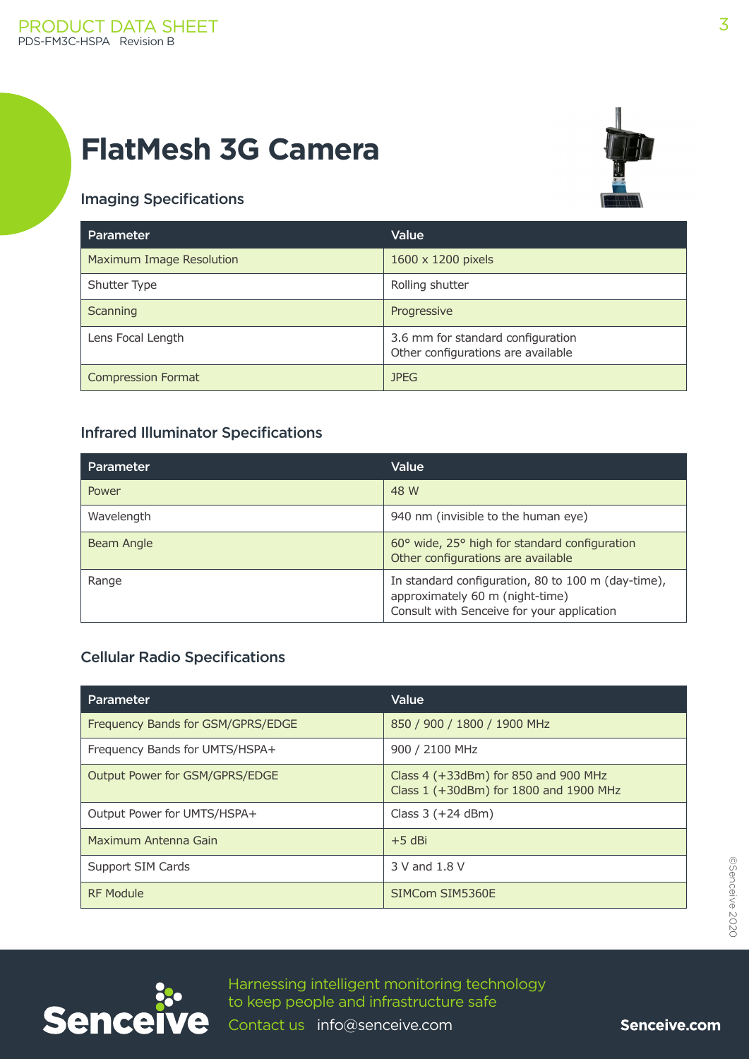# FlatMesh 3G Camera

## Imaging Specifications

| Parameter | Value |
|---|---|
| Maximum Image Resolution | 1600 x 1200 pixels |
| Shutter Type | Rolling shutter |
| Scanning | Progressive |
| Lens Focal Length | 3.6 mm for standard configuration<br>Other configurations are available |
| Compression Format | JPEG |

## Infrared Illuminator Specifications

| Parameter | Value |
|---|---|
| Power | 48 W |
| Wavelength | 940 nm (invisible to the human eye) |
| Beam Angle | 60° wide, 25° high for standard configuration<br>Other configurations are available |
| Range | In standard configuration, 80 to 100 m (day-time), approximately 60 m (night-time)<br>Consult with Senceive for your application |

## Cellular Radio Specifications

| Parameter | Value |
|---|---|
| Frequency Bands for GSM/GPRS/EDGE | 850 / 900 / 1800 / 1900 MHz |
| Frequency Bands for UMTS/HSPA+ | 900 / 2100 MHz |
| Output Power for GSM/GPRS/EDGE | Class 4 (+33dBm) for 850 and 900 MHz<br>Class 1 (+30dBm) for 1800 and 1900 MHz |
| Output Power for UMTS/HSPA+ | Class 3 (+24 dBm) |
| Maximum Antenna Gain | +5 dBi |
| Support SIM Cards | 3 V and 1.8 V |
| RF Module | SIMCom SIM5360E |

Harnessing intelligent monitoring technology to keep people and infrastructure safe

Contact us info@senceive.com

Senceive.com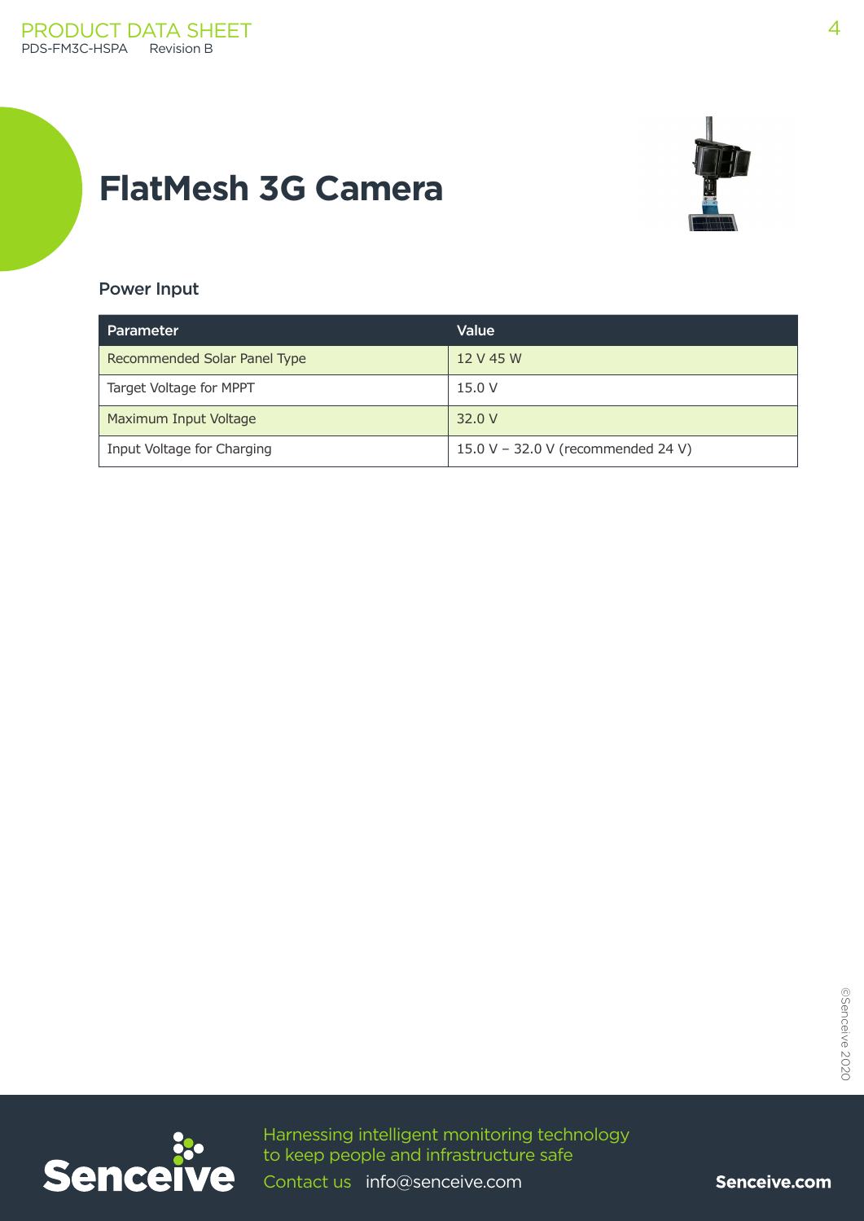# FlatMesh 3G Camera

### Power Input

| Parameter | Value |
|---|---|
| Recommended Solar Panel Type | 12 V 45 W |
| Target Voltage for MPPT | 15.0 V |
| Maximum Input Voltage | 32.0 V |
| Input Voltage for Charging | 15.0 V – 32.0 V (recommended 24 V) |